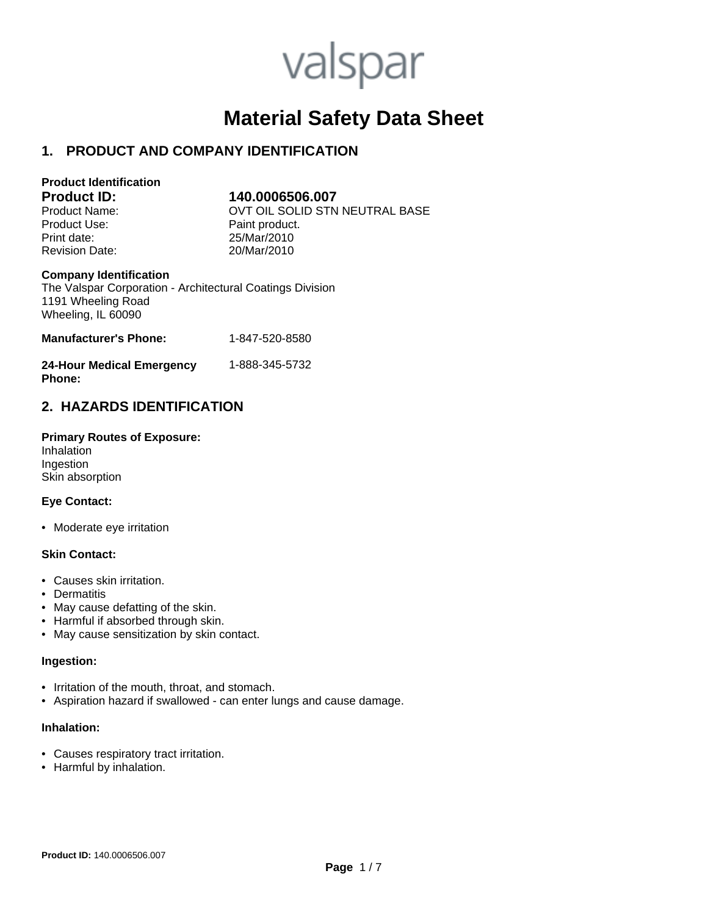valspar

# Material Safety Data Sheet

## 1. PRODUCT AND COMPANY IDENTIFICATION

**Product Identification**

| | |
|---|---|
| **Product ID:** | **140.0006506.007** |
| Product Name: | OVT OIL SOLID STN NEUTRAL BASE |
| Product Use: | Paint product. |
| Print date: | 25/Mar/2010 |
| Revision Date: | 20/Mar/2010 |

**Company Identification**

The Valspar Corporation - Architectural Coatings Division
1191 Wheeling Road
Wheeling, IL 60090

| | |
|---|---|
| **Manufacturer's Phone:** | 1-847-520-8580 |
| **24-Hour Medical Emergency Phone:** | 1-888-345-5732 |

## 2. HAZARDS IDENTIFICATION

**Primary Routes of Exposure:**
Inhalation
Ingestion
Skin absorption

**Eye Contact:**

- Moderate eye irritation

**Skin Contact:**

- Causes skin irritation.
- Dermatitis
- May cause defatting of the skin.
- Harmful if absorbed through skin.
- May cause sensitization by skin contact.

**Ingestion:**

- Irritation of the mouth, throat, and stomach.
- Aspiration hazard if swallowed - can enter lungs and cause damage.

**Inhalation:**

- Causes respiratory tract irritation.
- Harmful by inhalation.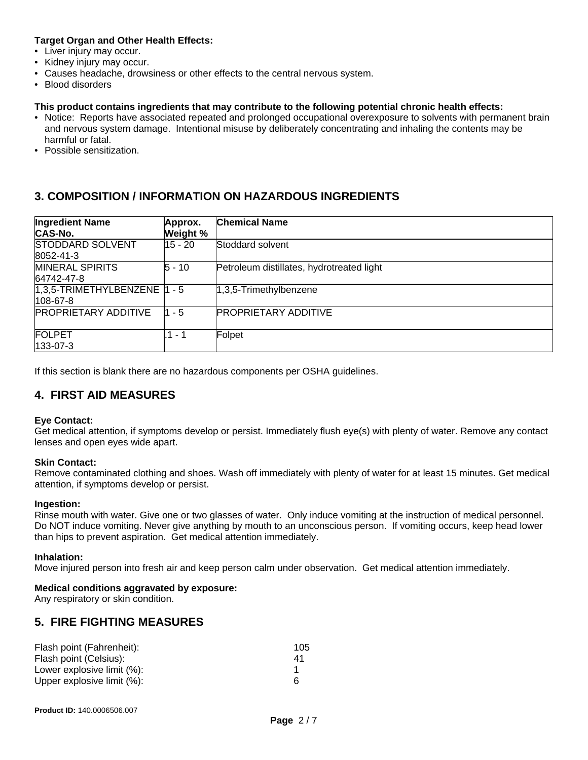**Target Organ and Other Health Effects:**

- Liver injury may occur.
- Kidney injury may occur.
- Causes headache, drowsiness or other effects to the central nervous system.
- Blood disorders

**This product contains ingredients that may contribute to the following potential chronic health effects:**

- Notice: Reports have associated repeated and prolonged occupational overexposure to solvents with permanent brain and nervous system damage. Intentional misuse by deliberately concentrating and inhaling the contents may be harmful or fatal.
- Possible sensitization.

## 3. COMPOSITION / INFORMATION ON HAZARDOUS INGREDIENTS

| Ingredient Name CAS-No. | Approx. Weight % | Chemical Name |
|---|---|---|
| STODDARD SOLVENT 8052-41-3 | 15 - 20 | Stoddard solvent |
| MINERAL SPIRITS 64742-47-8 | 5 - 10 | Petroleum distillates, hydrotreated light |
| 1,3,5-TRIMETHYLBENZENE 108-67-8 | 1 - 5 | 1,3,5-Trimethylbenzene |
| PROPRIETARY ADDITIVE | 1 - 5 | PROPRIETARY ADDITIVE |
| FOLPET 133-07-3 | .1 - 1 | Folpet |

If this section is blank there are no hazardous components per OSHA guidelines.

## 4. FIRST AID MEASURES

**Eye Contact:**
Get medical attention, if symptoms develop or persist. Immediately flush eye(s) with plenty of water. Remove any contact lenses and open eyes wide apart.

**Skin Contact:**
Remove contaminated clothing and shoes. Wash off immediately with plenty of water for at least 15 minutes. Get medical attention, if symptoms develop or persist.

**Ingestion:**
Rinse mouth with water. Give one or two glasses of water. Only induce vomiting at the instruction of medical personnel. Do NOT induce vomiting. Never give anything by mouth to an unconscious person. If vomiting occurs, keep head lower than hips to prevent aspiration. Get medical attention immediately.

**Inhalation:**
Move injured person into fresh air and keep person calm under observation. Get medical attention immediately.

**Medical conditions aggravated by exposure:**
Any respiratory or skin condition.

## 5. FIRE FIGHTING MEASURES

| | |
|---|---|
| Flash point (Fahrenheit): | 105 |
| Flash point (Celsius): | 41 |
| Lower explosive limit (%): | 1 |
| Upper explosive limit (%): | 6 |

**Product ID:** 140.0006506.007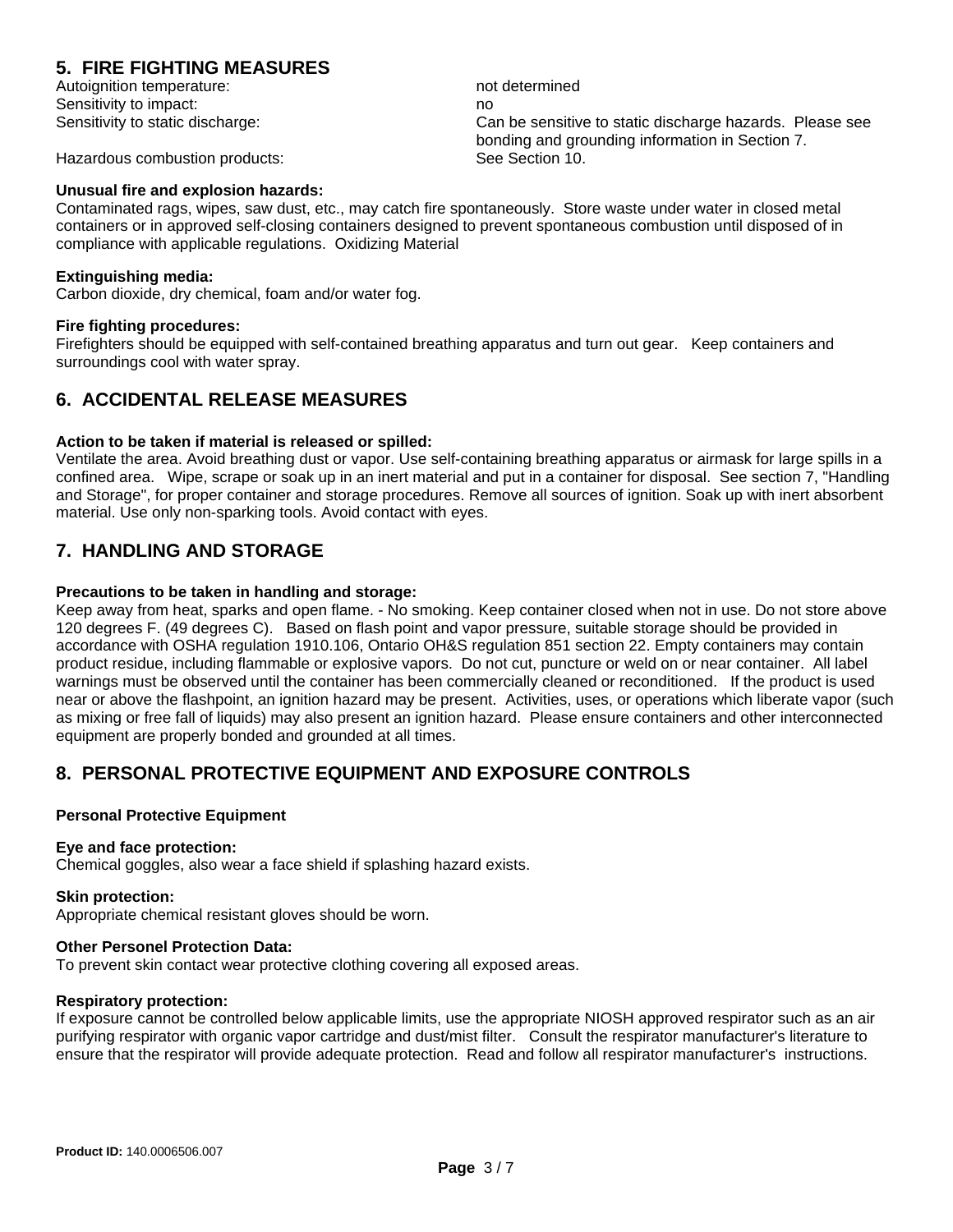## 5. FIRE FIGHTING MEASURES

| | |
|---|---|
| Autoignition temperature: | not determined |
| Sensitivity to impact: | no |
| Sensitivity to static discharge: | Can be sensitive to static discharge hazards. Please see bonding and grounding information in Section 7. |
| Hazardous combustion products: | See Section 10. |

**Unusual fire and explosion hazards:**
Contaminated rags, wipes, saw dust, etc., may catch fire spontaneously. Store waste under water in closed metal containers or in approved self-closing containers designed to prevent spontaneous combustion until disposed of in compliance with applicable regulations. Oxidizing Material

**Extinguishing media:**
Carbon dioxide, dry chemical, foam and/or water fog.

**Fire fighting procedures:**
Firefighters should be equipped with self-contained breathing apparatus and turn out gear. Keep containers and surroundings cool with water spray.

## 6. ACCIDENTAL RELEASE MEASURES

**Action to be taken if material is released or spilled:**
Ventilate the area. Avoid breathing dust or vapor. Use self-containing breathing apparatus or airmask for large spills in a confined area. Wipe, scrape or soak up in an inert material and put in a container for disposal. See section 7, "Handling and Storage", for proper container and storage procedures. Remove all sources of ignition. Soak up with inert absorbent material. Use only non-sparking tools. Avoid contact with eyes.

## 7. HANDLING AND STORAGE

**Precautions to be taken in handling and storage:**
Keep away from heat, sparks and open flame. - No smoking. Keep container closed when not in use. Do not store above 120 degrees F. (49 degrees C). Based on flash point and vapor pressure, suitable storage should be provided in accordance with OSHA regulation 1910.106, Ontario OH&S regulation 851 section 22. Empty containers may contain product residue, including flammable or explosive vapors. Do not cut, puncture or weld on or near container. All label warnings must be observed until the container has been commercially cleaned or reconditioned. If the product is used near or above the flashpoint, an ignition hazard may be present. Activities, uses, or operations which liberate vapor (such as mixing or free fall of liquids) may also present an ignition hazard. Please ensure containers and other interconnected equipment are properly bonded and grounded at all times.

## 8. PERSONAL PROTECTIVE EQUIPMENT AND EXPOSURE CONTROLS

**Personal Protective Equipment**

**Eye and face protection:**
Chemical goggles, also wear a face shield if splashing hazard exists.

**Skin protection:**
Appropriate chemical resistant gloves should be worn.

**Other Personel Protection Data:**
To prevent skin contact wear protective clothing covering all exposed areas.

**Respiratory protection:**
If exposure cannot be controlled below applicable limits, use the appropriate NIOSH approved respirator such as an air purifying respirator with organic vapor cartridge and dust/mist filter. Consult the respirator manufacturer's literature to ensure that the respirator will provide adequate protection. Read and follow all respirator manufacturer's instructions.

**Product ID:** 140.0006506.007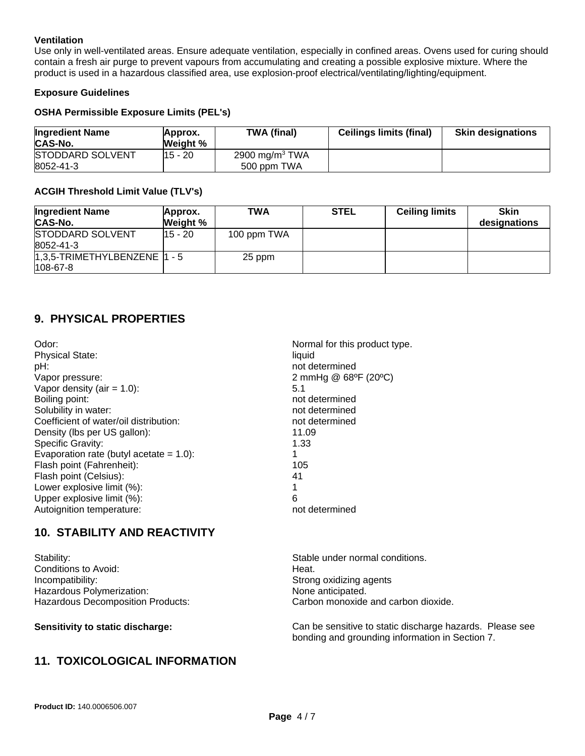**Ventilation**

Use only in well-ventilated areas. Ensure adequate ventilation, especially in confined areas. Ovens used for curing should contain a fresh air purge to prevent vapours from accumulating and creating a possible explosive mixture. Where the product is used in a hazardous classified area, use explosion-proof electrical/ventilating/lighting/equipment.

**Exposure Guidelines**

**OSHA Permissible Exposure Limits (PEL's)**

| Ingredient Name CAS-No. | Approx. Weight % | TWA (final) | Ceilings limits (final) | Skin designations |
|---|---|---|---|---|
| STODDARD SOLVENT 8052-41-3 | 15 - 20 | 2900 $mg/m^3$ TWA 500 ppm TWA | | |

**ACGIH Threshold Limit Value (TLV's)**

| Ingredient Name CAS-No. | Approx. Weight % | TWA | STEL | Ceiling limits | Skin designations |
|---|---|---|---|---|---|
| STODDARD SOLVENT 8052-41-3 | 15 - 20 | 100 ppm TWA | | | |
| 1,3,5-TRIMETHYLBENZENE 108-67-8 | 1 - 5 | 25 ppm | | | |

## 9. PHYSICAL PROPERTIES

| | |
|---|---|
| Odor: | Normal for this product type. |
| Physical State: | liquid |
| pH: | not determined |
| Vapor pressure: | 2 mmHg @ 68ºF (20ºC) |
| Vapor density (air = 1.0): | 5.1 |
| Boiling point: | not determined |
| Solubility in water: | not determined |
| Coefficient of water/oil distribution: | not determined |
| Density (lbs per US gallon): | 11.09 |
| Specific Gravity: | 1.33 |
| Evaporation rate (butyl acetate = 1.0): | 1 |
| Flash point (Fahrenheit): | 105 |
| Flash point (Celsius): | 41 |
| Lower explosive limit (%): | 1 |
| Upper explosive limit (%): | 6 |
| Autoignition temperature: | not determined |

## 10. STABILITY AND REACTIVITY

| | |
|---|---|
| Stability: | Stable under normal conditions. |
| Conditions to Avoid: | Heat. |
| Incompatibility: | Strong oxidizing agents |
| Hazardous Polymerization: | None anticipated. |
| Hazardous Decomposition Products: | Carbon monoxide and carbon dioxide. |

**Sensitivity to static discharge:** Can be sensitive to static discharge hazards. Please see bonding and grounding information in Section 7.

## 11. TOXICOLOGICAL INFORMATION

**Product ID:** 140.0006506.007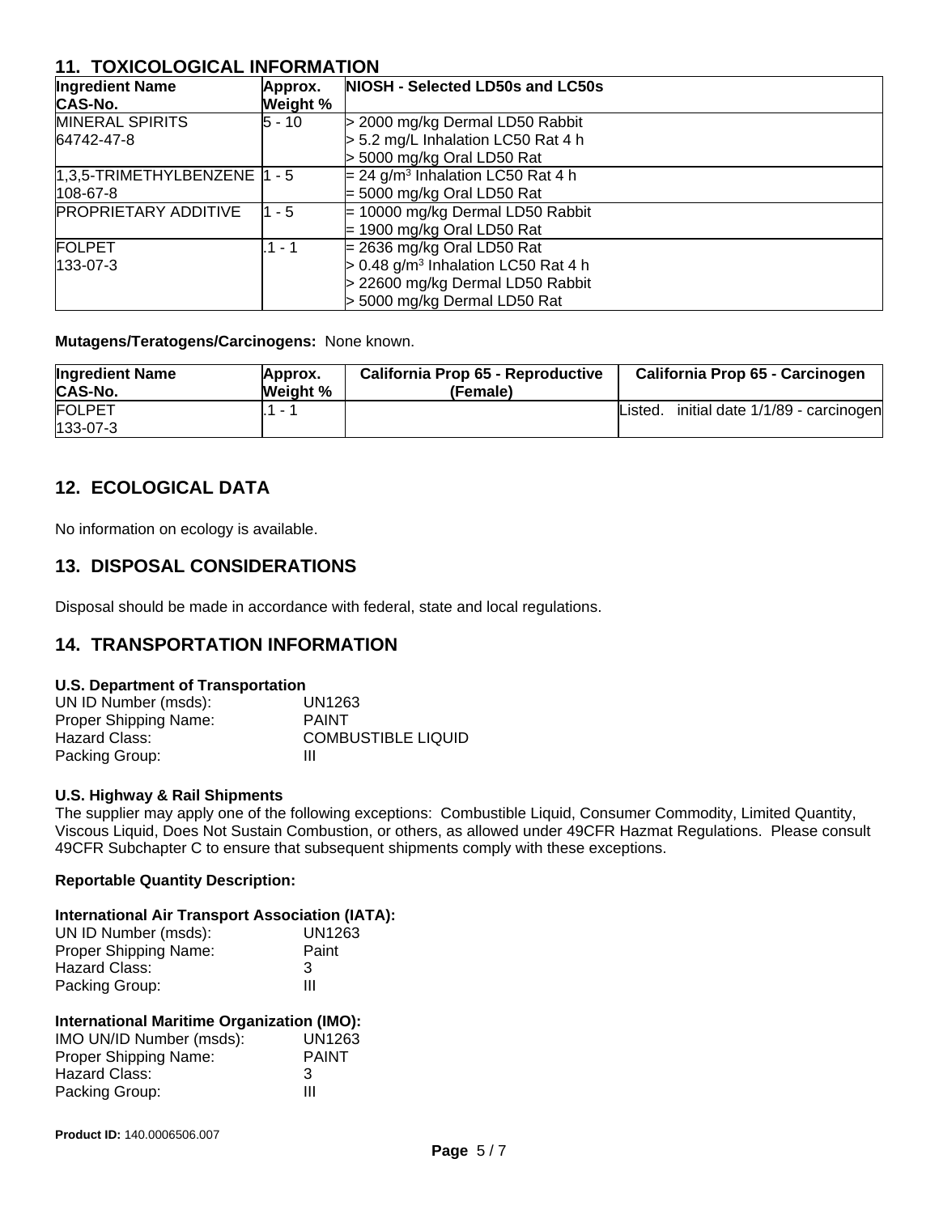## 11. TOXICOLOGICAL INFORMATION

| Ingredient Name<br>CAS-No. | Approx.<br>Weight % | NIOSH - Selected LD50s and LC50s |
|---|---|---|
| MINERAL SPIRITS<br>64742-47-8 | 5 - 10 | > 2000 mg/kg Dermal LD50 Rabbit<br>> 5.2 mg/L Inhalation LC50 Rat 4 h<br>> 5000 mg/kg Oral LD50 Rat |
| 1,3,5-TRIMETHYLBENZENE<br>108-67-8 | 1 - 5 | = 24 g/m$^3$ Inhalation LC50 Rat 4 h<br>= 5000 mg/kg Oral LD50 Rat |
| PROPRIETARY ADDITIVE | 1 - 5 | = 10000 mg/kg Dermal LD50 Rabbit<br>= 1900 mg/kg Oral LD50 Rat |
| FOLPET<br>133-07-3 | .1 - 1 | = 2636 mg/kg Oral LD50 Rat<br>> 0.48 g/m$^3$ Inhalation LC50 Rat 4 h<br>> 22600 mg/kg Dermal LD50 Rabbit<br>> 5000 mg/kg Dermal LD50 Rat |

**Mutagens/Teratogens/Carcinogens:** None known.

| Ingredient Name<br>CAS-No. | Approx.<br>Weight % | California Prop 65 - Reproductive (Female) | California Prop 65 - Carcinogen |
|---|---|---|---|
| FOLPET<br>133-07-3 | .1 - 1 | | Listed. initial date 1/1/89 - carcinogen |

## 12. ECOLOGICAL DATA

No information on ecology is available.

## 13. DISPOSAL CONSIDERATIONS

Disposal should be made in accordance with federal, state and local regulations.

## 14. TRANSPORTATION INFORMATION

**U.S. Department of Transportation**

UN ID Number (msds): UN1263
Proper Shipping Name: PAINT
Hazard Class: COMBUSTIBLE LIQUID
Packing Group: III

**U.S. Highway & Rail Shipments**

The supplier may apply one of the following exceptions: Combustible Liquid, Consumer Commodity, Limited Quantity, Viscous Liquid, Does Not Sustain Combustion, or others, as allowed under 49CFR Hazmat Regulations. Please consult 49CFR Subchapter C to ensure that subsequent shipments comply with these exceptions.

**Reportable Quantity Description:**

**International Air Transport Association (IATA):**

UN ID Number (msds): UN1263
Proper Shipping Name: Paint
Hazard Class: 3
Packing Group: III

**International Maritime Organization (IMO):**

IMO UN/ID Number (msds): UN1263
Proper Shipping Name: PAINT
Hazard Class: 3
Packing Group: III

**Product ID:** 140.0006506.007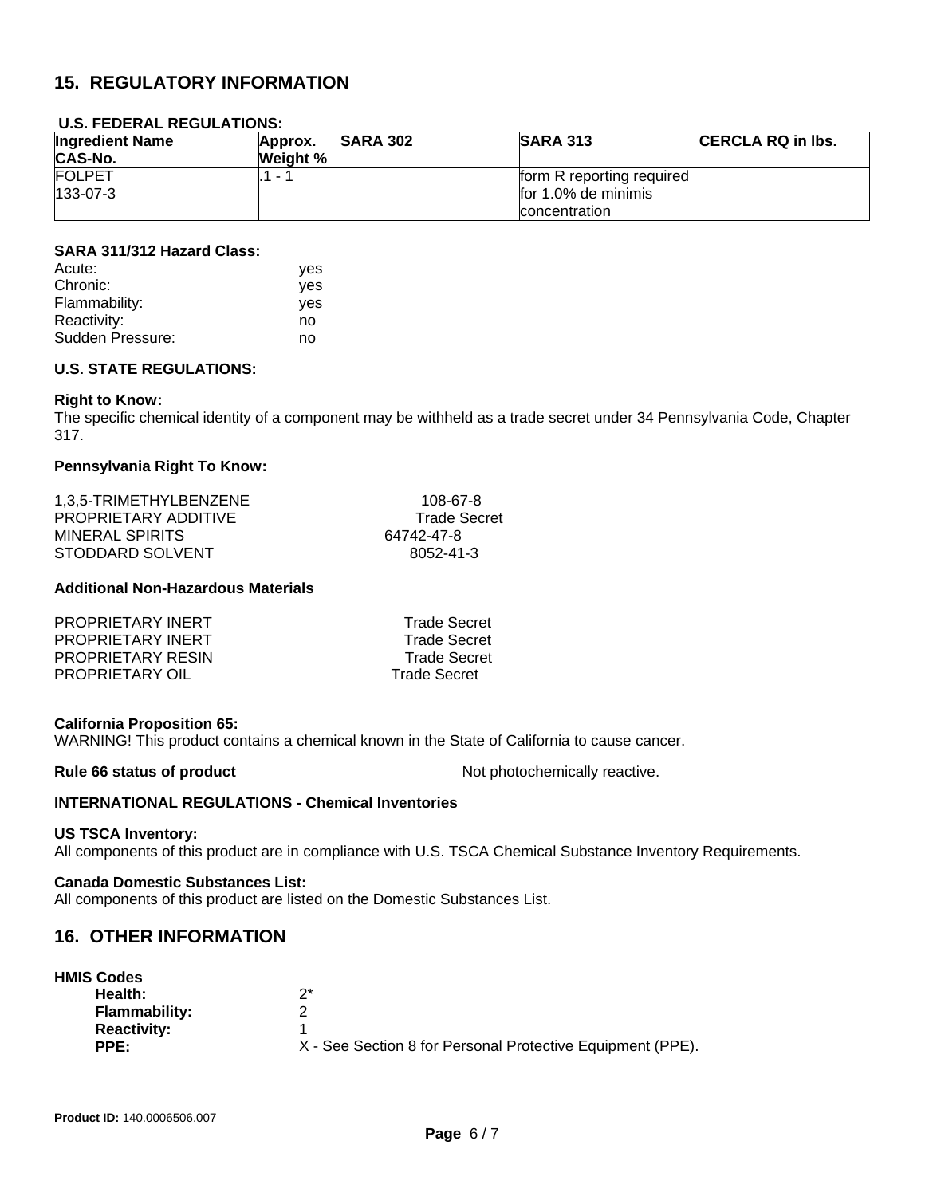## 15. REGULATORY INFORMATION

**U.S. FEDERAL REGULATIONS:**

| Ingredient Name<br>CAS-No. | Approx. Weight % | SARA 302 | SARA 313 | CERCLA RQ in lbs. |
|---|---|---|---|---|
| FOLPET<br>133-07-3 | .1 - 1 | | form R reporting required for 1.0% de minimis concentration | |

**SARA 311/312 Hazard Class:**

| | |
|---|---|
| Acute: | yes |
| Chronic: | yes |
| Flammability: | yes |
| Reactivity: | no |
| Sudden Pressure: | no |

**U.S. STATE REGULATIONS:**

**Right to Know:**
The specific chemical identity of a component may be withheld as a trade secret under 34 Pennsylvania Code, Chapter 317.

**Pennsylvania Right To Know:**

| | |
|---|---|
| 1,3,5-TRIMETHYLBENZENE | 108-67-8 |
| PROPRIETARY ADDITIVE | Trade Secret |
| MINERAL SPIRITS | 64742-47-8 |
| STODDARD SOLVENT | 8052-41-3 |

**Additional Non-Hazardous Materials**

| | |
|---|---|
| PROPRIETARY INERT | Trade Secret |
| PROPRIETARY INERT | Trade Secret |
| PROPRIETARY RESIN | Trade Secret |
| PROPRIETARY OIL | Trade Secret |

**California Proposition 65:**
WARNING! This product contains a chemical known in the State of California to cause cancer.

**Rule 66 status of product** Not photochemically reactive.

**INTERNATIONAL REGULATIONS - Chemical Inventories**

**US TSCA Inventory:**
All components of this product are in compliance with U.S. TSCA Chemical Substance Inventory Requirements.

**Canada Domestic Substances List:**
All components of this product are listed on the Domestic Substances List.

## 16. OTHER INFORMATION

**HMIS Codes**

| | |
|---|---|
| **Health:** | 2* |
| **Flammability:** | 2 |
| **Reactivity:** | 1 |
| **PPE:** | X - See Section 8 for Personal Protective Equipment (PPE). |

**Product ID:** 140.0006506.007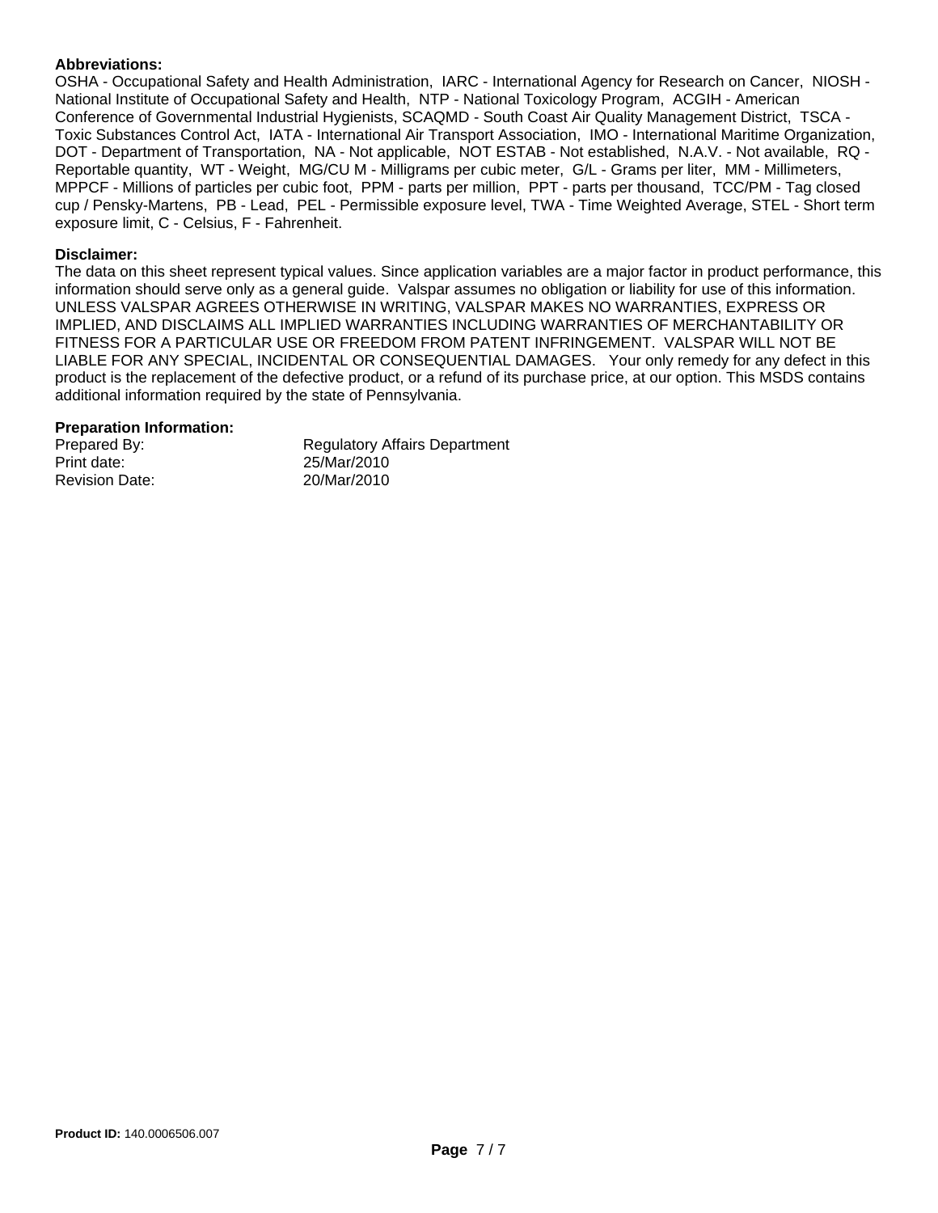**Abbreviations:**

OSHA - Occupational Safety and Health Administration, IARC - International Agency for Research on Cancer, NIOSH - National Institute of Occupational Safety and Health, NTP - National Toxicology Program, ACGIH - American Conference of Governmental Industrial Hygienists, SCAQMD - South Coast Air Quality Management District, TSCA - Toxic Substances Control Act, IATA - International Air Transport Association, IMO - International Maritime Organization, DOT - Department of Transportation, NA - Not applicable, NOT ESTAB - Not established, N.A.V. - Not available, RQ - Reportable quantity, WT - Weight, MG/CU M - Milligrams per cubic meter, G/L - Grams per liter, MM - Millimeters, MPPCF - Millions of particles per cubic foot, PPM - parts per million, PPT - parts per thousand, TCC/PM - Tag closed cup / Pensky-Martens, PB - Lead, PEL - Permissible exposure level, TWA - Time Weighted Average, STEL - Short term exposure limit, C - Celsius, F - Fahrenheit.

**Disclaimer:**

The data on this sheet represent typical values. Since application variables are a major factor in product performance, this information should serve only as a general guide. Valspar assumes no obligation or liability for use of this information. UNLESS VALSPAR AGREES OTHERWISE IN WRITING, VALSPAR MAKES NO WARRANTIES, EXPRESS OR IMPLIED, AND DISCLAIMS ALL IMPLIED WARRANTIES INCLUDING WARRANTIES OF MERCHANTABILITY OR FITNESS FOR A PARTICULAR USE OR FREEDOM FROM PATENT INFRINGEMENT. VALSPAR WILL NOT BE LIABLE FOR ANY SPECIAL, INCIDENTAL OR CONSEQUENTIAL DAMAGES. Your only remedy for any defect in this product is the replacement of the defective product, or a refund of its purchase price, at our option. This MSDS contains additional information required by the state of Pennsylvania.

**Preparation Information:**

| | |
|---|---|
| Prepared By: | Regulatory Affairs Department |
| Print date: | 25/Mar/2010 |
| Revision Date: | 20/Mar/2010 |

**Product ID:** 140.0006506.007